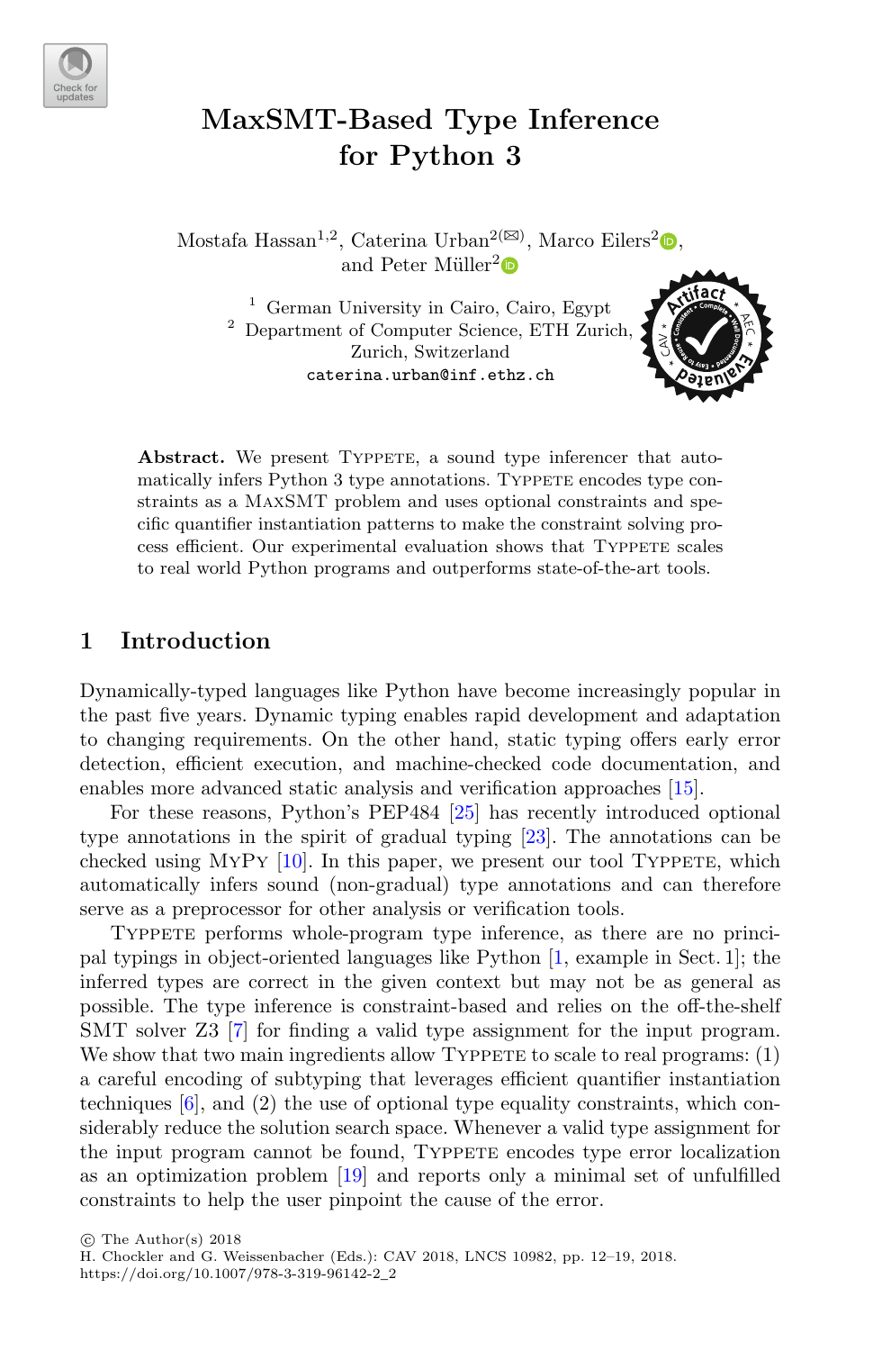# MaxSMT-Based Type Inference for Python 3

Mostafa Hassan[1,2], Caterina Urban[2](✉), Marco Eilers[2], and Peter Müller[2]

[1] German University in Cairo, Cairo, Egypt
[2] Department of Computer Science, ETH Zurich, Zurich, Switzerland
caterina.urban@inf.ethz.ch

**Abstract.** We present Typpete, a sound type inferencer that automatically infers Python 3 type annotations. Typpete encodes type constraints as a MaxSMT problem and uses optional constraints and specific quantifier instantiation patterns to make the constraint solving process efficient. Our experimental evaluation shows that Typpete scales to real world Python programs and outperforms state-of-the-art tools.

## 1 Introduction

Dynamically-typed languages like Python have become increasingly popular in the past five years. Dynamic typing enables rapid development and adaptation to changing requirements. On the other hand, static typing offers early error detection, efficient execution, and machine-checked code documentation, and enables more advanced static analysis and verification approaches [15].

For these reasons, Python's PEP484 [25] has recently introduced optional type annotations in the spirit of gradual typing [23]. The annotations can be checked using MyPy [10]. In this paper, we present our tool Typpete, which automatically infers sound (non-gradual) type annotations and can therefore serve as a preprocessor for other analysis or verification tools.

Typpete performs whole-program type inference, as there are no principal typings in object-oriented languages like Python [1, example in Sect. 1]; the inferred types are correct in the given context but may not be as general as possible. The type inference is constraint-based and relies on the off-the-shelf SMT solver Z3 [7] for finding a valid type assignment for the input program. We show that two main ingredients allow Typpete to scale to real programs: (1) a careful encoding of subtyping that leverages efficient quantifier instantiation techniques [6], and (2) the use of optional type equality constraints, which considerably reduce the solution search space. Whenever a valid type assignment for the input program cannot be found, Typpete encodes type error localization as an optimization problem [19] and reports only a minimal set of unfulfilled constraints to help the user pinpoint the cause of the error.

© The Author(s) 2018
H. Chockler and G. Weissenbacher (Eds.): CAV 2018, LNCS 10982, pp. 12–19, 2018.
https://doi.org/10.1007/978-3-319-96142-2_2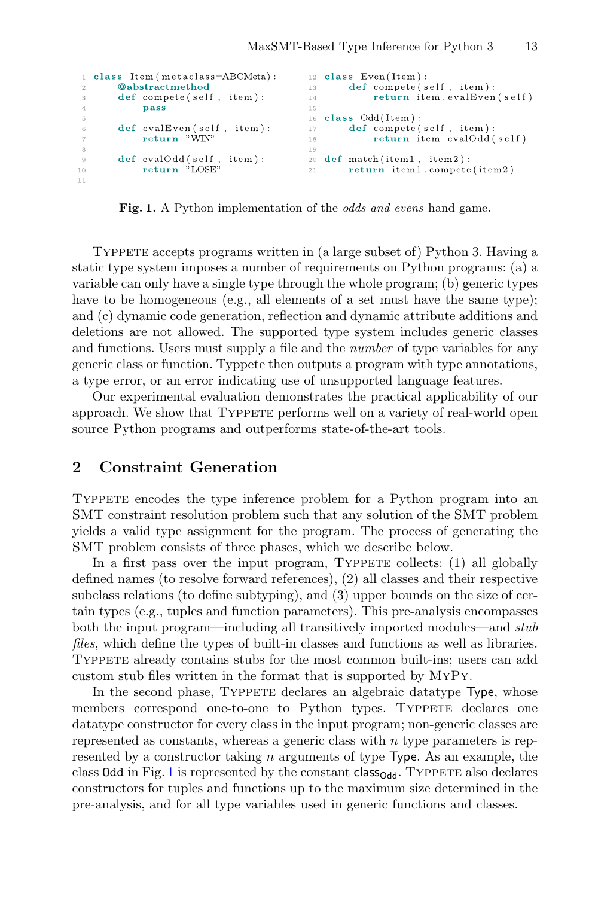```python
class Item(metaclass=ABCMeta):
    @abstractmethod
    def compete(self, item):
        pass

    def evalEven(self, item):
        return "WIN"

    def evalOdd(self, item):
        return "LOSE"

class Even(Item):
    def compete(self, item):
        return item.evalEven(self)

class Odd(Item):
    def compete(self, item):
        return item.evalOdd(self)

def match(item1, item2):
    return item1.compete(item2)
```

**Fig. 1.** A Python implementation of the *odds and evens* hand game.

Typpete accepts programs written in (a large subset of) Python 3. Having a static type system imposes a number of requirements on Python programs: (a) a variable can only have a single type through the whole program; (b) generic types have to be homogeneous (e.g., all elements of a set must have the same type); and (c) dynamic code generation, reflection and dynamic attribute additions and deletions are not allowed. The supported type system includes generic classes and functions. Users must supply a file and the *number* of type variables for any generic class or function. Typpete then outputs a program with type annotations, a type error, or an error indicating use of unsupported language features.

Our experimental evaluation demonstrates the practical applicability of our approach. We show that Typpete performs well on a variety of real-world open source Python programs and outperforms state-of-the-art tools.

## 2 Constraint Generation

Typpete encodes the type inference problem for a Python program into an SMT constraint resolution problem such that any solution of the SMT problem yields a valid type assignment for the program. The process of generating the SMT problem consists of three phases, which we describe below.

In a first pass over the input program, Typpete collects: (1) all globally defined names (to resolve forward references), (2) all classes and their respective subclass relations (to define subtyping), and (3) upper bounds on the size of certain types (e.g., tuples and function parameters). This pre-analysis encompasses both the input program—including all transitively imported modules—and *stub files*, which define the types of built-in classes and functions as well as libraries. Typpete already contains stubs for the most common built-ins; users can add custom stub files written in the format that is supported by MyPy.

In the second phase, Typpete declares an algebraic datatype Type, whose members correspond one-to-one to Python types. Typpete declares one datatype constructor for every class in the input program; non-generic classes are represented as constants, whereas a generic class with $n$ type parameters is represented by a constructor taking $n$ arguments of type Type. As an example, the class Odd in Fig. 1 is represented by the constant $\mathsf{class}_{\mathsf{Odd}}$. Typpete also declares constructors for tuples and functions up to the maximum size determined in the pre-analysis, and for all type variables used in generic functions and classes.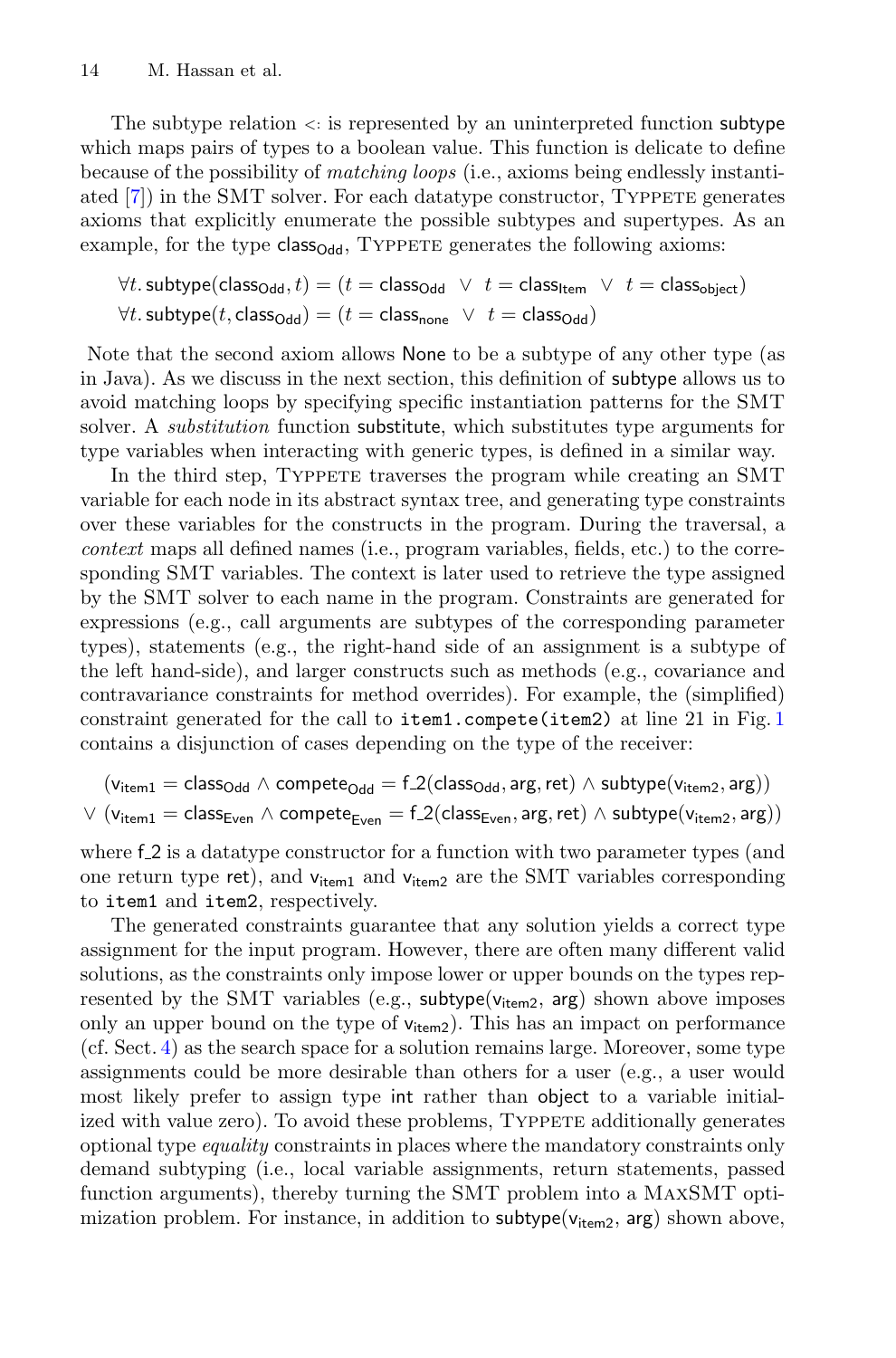The subtype relation <: is represented by an uninterpreted function subtype which maps pairs of types to a boolean value. This function is delicate to define because of the possibility of *matching loops* (i.e., axioms being endlessly instantiated [7]) in the SMT solver. For each datatype constructor, Typpete generates axioms that explicitly enumerate the possible subtypes and supertypes. As an example, for the type $\mathsf{class}_{\mathsf{Odd}}$, Typpete generates the following axioms:

$$\forall t.\, \mathsf{subtype}(\mathsf{class}_{\mathsf{Odd}}, t) = (t = \mathsf{class}_{\mathsf{Odd}} \;\vee\; t = \mathsf{class}_{\mathsf{Item}} \;\vee\; t = \mathsf{class}_{\mathsf{object}})$$

$$\forall t.\, \mathsf{subtype}(t, \mathsf{class}_{\mathsf{Odd}}) = (t = \mathsf{class}_{\mathsf{none}} \;\vee\; t = \mathsf{class}_{\mathsf{Odd}})$$

Note that the second axiom allows None to be a subtype of any other type (as in Java). As we discuss in the next section, this definition of subtype allows us to avoid matching loops by specifying specific instantiation patterns for the SMT solver. A *substitution* function substitute, which substitutes type arguments for type variables when interacting with generic types, is defined in a similar way.

In the third step, Typpete traverses the program while creating an SMT variable for each node in its abstract syntax tree, and generating type constraints over these variables for the constructs in the program. During the traversal, a *context* maps all defined names (i.e., program variables, fields, etc.) to the corresponding SMT variables. The context is later used to retrieve the type assigned by the SMT solver to each name in the program. Constraints are generated for expressions (e.g., call arguments are subtypes of the corresponding parameter types), statements (e.g., the right-hand side of an assignment is a subtype of the left hand-side), and larger constructs such as methods (e.g., covariance and contravariance constraints for method overrides). For example, the (simplified) constraint generated for the call to `item1.compete(item2)` at line 21 in Fig. 1 contains a disjunction of cases depending on the type of the receiver:

$$(\mathsf{v}_{\mathsf{item1}} = \mathsf{class}_{\mathsf{Odd}} \wedge \mathsf{compete}_{\mathsf{Odd}} = \mathsf{f\_2}(\mathsf{class}_{\mathsf{Odd}}, \mathsf{arg}, \mathsf{ret}) \wedge \mathsf{subtype}(\mathsf{v}_{\mathsf{item2}}, \mathsf{arg}))$$
$$\vee\; (\mathsf{v}_{\mathsf{item1}} = \mathsf{class}_{\mathsf{Even}} \wedge \mathsf{compete}_{\mathsf{Even}} = \mathsf{f\_2}(\mathsf{class}_{\mathsf{Even}}, \mathsf{arg}, \mathsf{ret}) \wedge \mathsf{subtype}(\mathsf{v}_{\mathsf{item2}}, \mathsf{arg}))$$

where f_2 is a datatype constructor for a function with two parameter types (and one return type ret), and $\mathsf{v}_{\mathsf{item1}}$ and $\mathsf{v}_{\mathsf{item2}}$ are the SMT variables corresponding to `item1` and `item2`, respectively.

The generated constraints guarantee that any solution yields a correct type assignment for the input program. However, there are often many different valid solutions, as the constraints only impose lower or upper bounds on the types represented by the SMT variables (e.g., $\mathsf{subtype}(\mathsf{v}_{\mathsf{item2}}, \mathsf{arg})$ shown above imposes only an upper bound on the type of $\mathsf{v}_{\mathsf{item2}}$). This has an impact on performance (cf. Sect. 4) as the search space for a solution remains large. Moreover, some type assignments could be more desirable than others for a user (e.g., a user would most likely prefer to assign type int rather than object to a variable initialized with value zero). To avoid these problems, Typpete additionally generates optional type *equality* constraints in places where the mandatory constraints only demand subtyping (i.e., local variable assignments, return statements, passed function arguments), thereby turning the SMT problem into a MaxSMT optimization problem. For instance, in addition to $\mathsf{subtype}(\mathsf{v}_{\mathsf{item2}}, \mathsf{arg})$ shown above,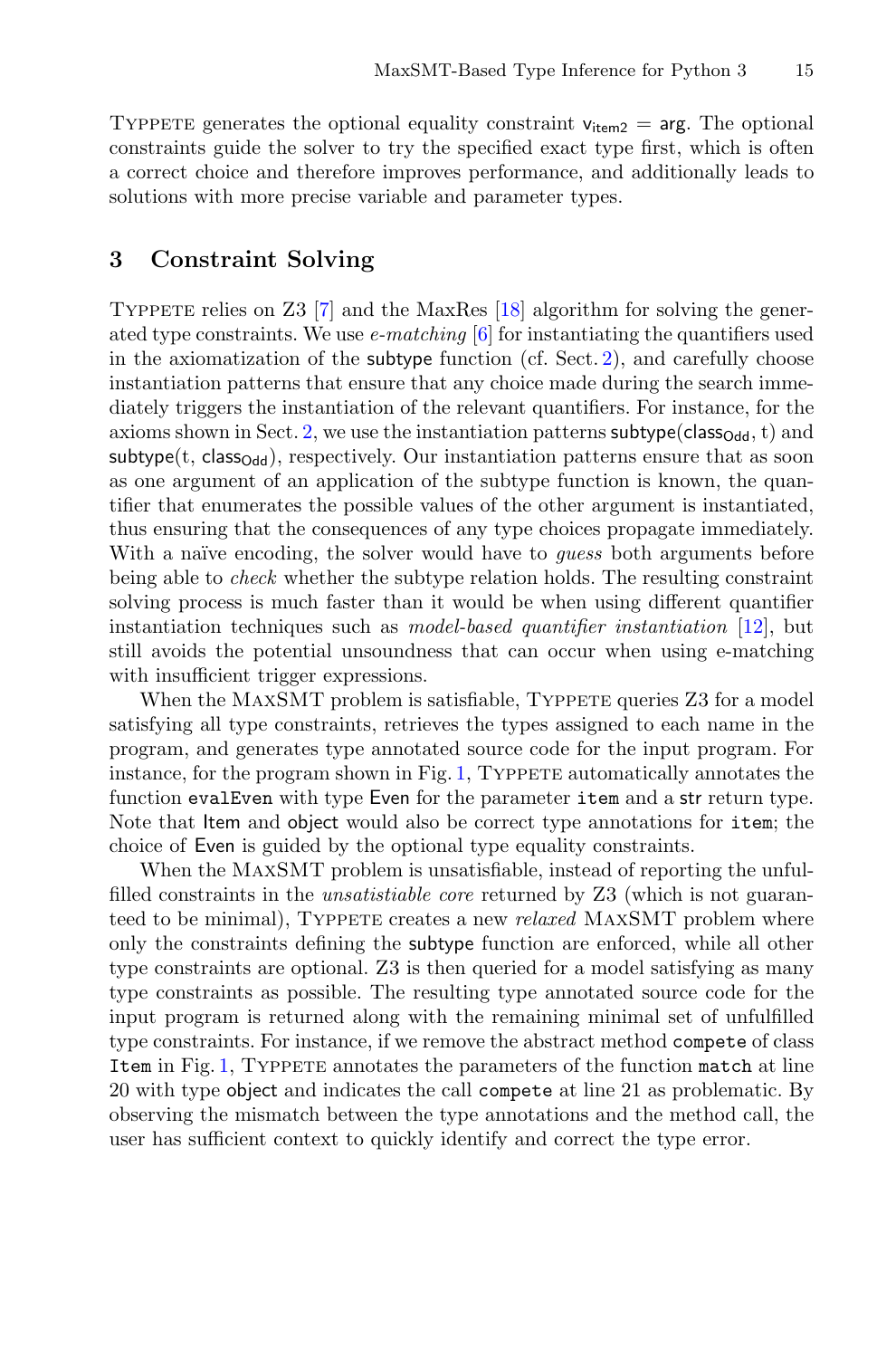Typpete generates the optional equality constraint $\mathsf{v}_{\mathsf{item2}} = \mathsf{arg}$. The optional constraints guide the solver to try the specified exact type first, which is often a correct choice and therefore improves performance, and additionally leads to solutions with more precise variable and parameter types.

## 3 Constraint Solving

Typpete relies on Z3 [7] and the MaxRes [18] algorithm for solving the generated type constraints. We use *e-matching* [6] for instantiating the quantifiers used in the axiomatization of the subtype function (cf. Sect. 2), and carefully choose instantiation patterns that ensure that any choice made during the search immediately triggers the instantiation of the relevant quantifiers. For instance, for the axioms shown in Sect. 2, we use the instantiation patterns $\mathsf{subtype}(\mathsf{class}_{\mathsf{Odd}}, t)$ and $\mathsf{subtype}(t, \mathsf{class}_{\mathsf{Odd}})$, respectively. Our instantiation patterns ensure that as soon as one argument of an application of the subtype function is known, the quantifier that enumerates the possible values of the other argument is instantiated, thus ensuring that the consequences of any type choices propagate immediately. With a naïve encoding, the solver would have to *guess* both arguments before being able to *check* whether the subtype relation holds. The resulting constraint solving process is much faster than it would be when using different quantifier instantiation techniques such as *model-based quantifier instantiation* [12], but still avoids the potential unsoundness that can occur when using e-matching with insufficient trigger expressions.

When the MaxSMT problem is satisfiable, Typpete queries Z3 for a model satisfying all type constraints, retrieves the types assigned to each name in the program, and generates type annotated source code for the input program. For instance, for the program shown in Fig. 1, Typpete automatically annotates the function `evalEven` with type Even for the parameter `item` and a str return type. Note that Item and object would also be correct type annotations for `item`; the choice of Even is guided by the optional type equality constraints.

When the MaxSMT problem is unsatisfiable, instead of reporting the unfulfilled constraints in the *unsatistiable core* returned by Z3 (which is not guaranteed to be minimal), Typpete creates a new *relaxed* MaxSMT problem where only the constraints defining the subtype function are enforced, while all other type constraints are optional. Z3 is then queried for a model satisfying as many type constraints as possible. The resulting type annotated source code for the input program is returned along with the remaining minimal set of unfulfilled type constraints. For instance, if we remove the abstract method `compete` of class `Item` in Fig. 1, Typpete annotates the parameters of the function `match` at line 20 with type object and indicates the call `compete` at line 21 as problematic. By observing the mismatch between the type annotations and the method call, the user has sufficient context to quickly identify and correct the type error.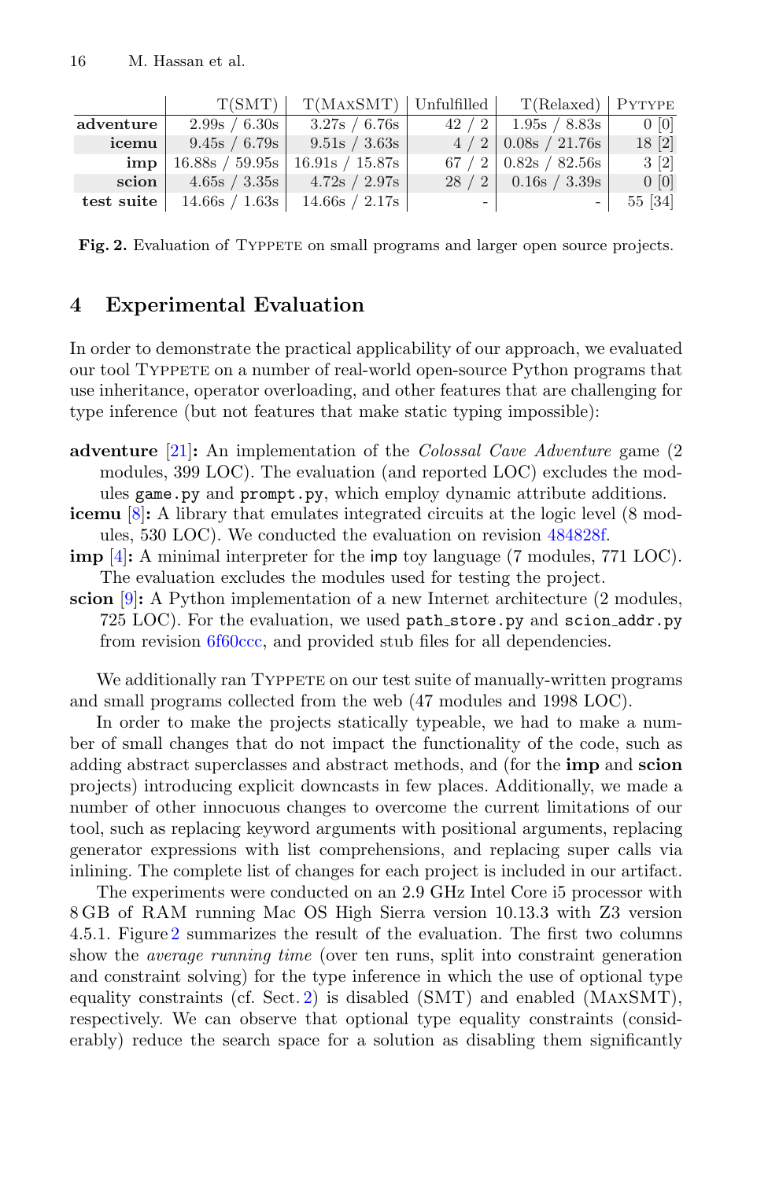| | T(SMT) | T(MaxSMT) | Unfulfilled | T(Relaxed) | Pytype |
|---|---|---|---|---|---|
| **adventure** | 2.99s / 6.30s | 3.27s / 6.76s | 42 / 2 | 1.95s / 8.83s | 0 [0] |
| **icemu** | 9.45s / 6.79s | 9.51s / 3.63s | 4 / 2 | 0.08s / 21.76s | 18 [2] |
| **imp** | 16.88s / 59.95s | 16.91s / 15.87s | 67 / 2 | 0.82s / 82.56s | 3 [2] |
| **scion** | 4.65s / 3.35s | 4.72s / 2.97s | 28 / 2 | 0.16s / 3.39s | 0 [0] |
| **test suite** | 14.66s / 1.63s | 14.66s / 2.17s | - | - | 55 [34] |

**Fig. 2.** Evaluation of Typpete on small programs and larger open source projects.

## 4 Experimental Evaluation

In order to demonstrate the practical applicability of our approach, we evaluated our tool Typpete on a number of real-world open-source Python programs that use inheritance, operator overloading, and other features that are challenging for type inference (but not features that make static typing impossible):

- **adventure** [21]**:** An implementation of the *Colossal Cave Adventure* game (2 modules, 399 LOC). The evaluation (and reported LOC) excludes the modules `game.py` and `prompt.py`, which employ dynamic attribute additions.
- **icemu** [8]**:** A library that emulates integrated circuits at the logic level (8 modules, 530 LOC). We conducted the evaluation on revision 484828f.
- **imp** [4]**:** A minimal interpreter for the `imp` toy language (7 modules, 771 LOC). The evaluation excludes the modules used for testing the project.
- **scion** [9]**:** A Python implementation of a new Internet architecture (2 modules, 725 LOC). For the evaluation, we used `path_store.py` and `scion_addr.py` from revision 6f60ccc, and provided stub files for all dependencies.

We additionally ran Typpete on our test suite of manually-written programs and small programs collected from the web (47 modules and 1998 LOC).

In order to make the projects statically typeable, we had to make a number of small changes that do not impact the functionality of the code, such as adding abstract superclasses and abstract methods, and (for the **imp** and **scion** projects) introducing explicit downcasts in few places. Additionally, we made a number of other innocuous changes to overcome the current limitations of our tool, such as replacing keyword arguments with positional arguments, replacing generator expressions with list comprehensions, and replacing super calls via inlining. The complete list of changes for each project is included in our artifact.

The experiments were conducted on an 2.9 GHz Intel Core i5 processor with 8 GB of RAM running Mac OS High Sierra version 10.13.3 with Z3 version 4.5.1. Figure 2 summarizes the result of the evaluation. The first two columns show the *average running time* (over ten runs, split into constraint generation and constraint solving) for the type inference in which the use of optional type equality constraints (cf. Sect. 2) is disabled (SMT) and enabled (MaxSMT), respectively. We can observe that optional type equality constraints (considerably) reduce the search space for a solution as disabling them significantly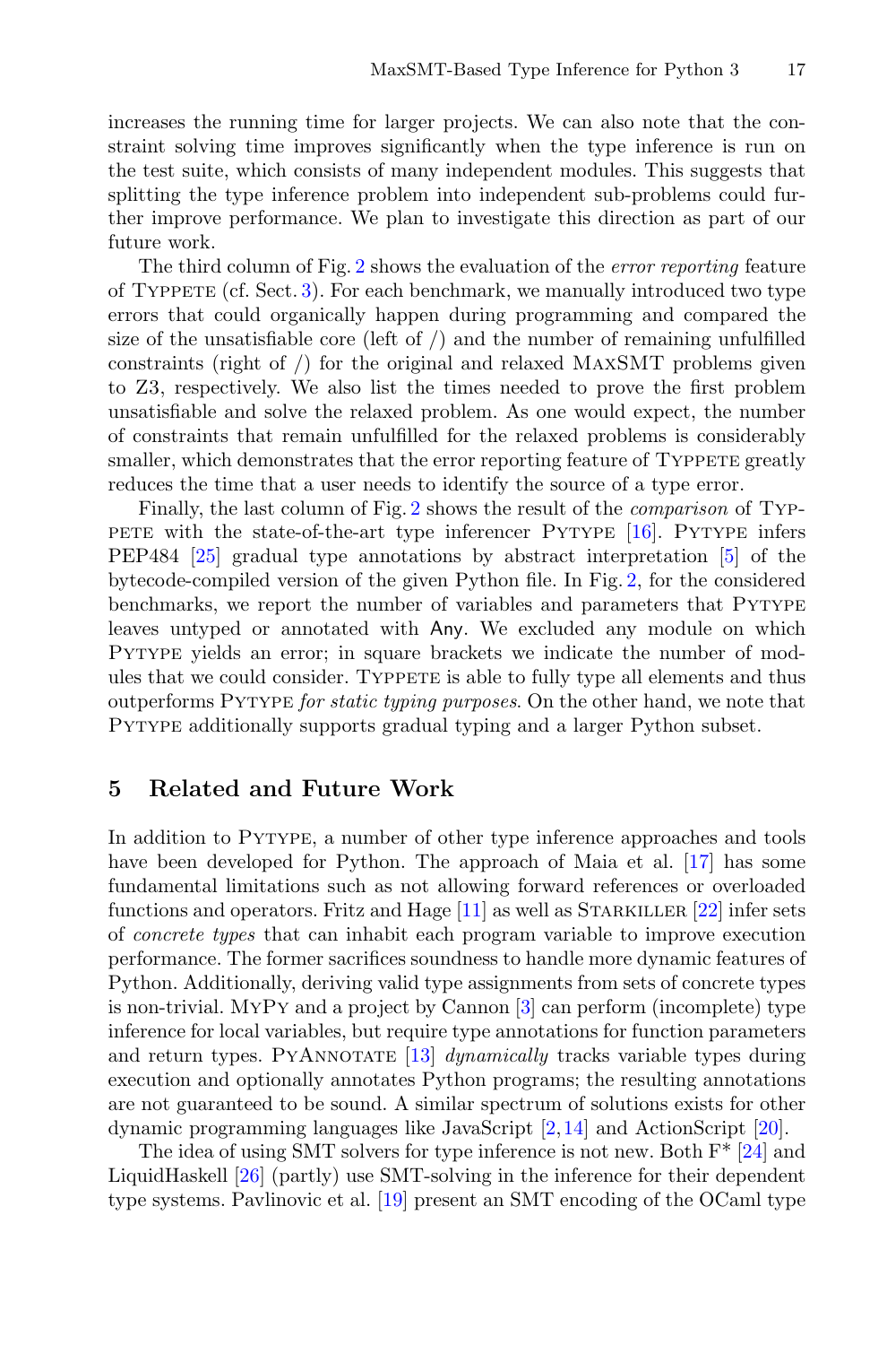increases the running time for larger projects. We can also note that the constraint solving time improves significantly when the type inference is run on the test suite, which consists of many independent modules. This suggests that splitting the type inference problem into independent sub-problems could further improve performance. We plan to investigate this direction as part of our future work.

The third column of Fig. 2 shows the evaluation of the *error reporting* feature of Typpete (cf. Sect. 3). For each benchmark, we manually introduced two type errors that could organically happen during programming and compared the size of the unsatisfiable core (left of /) and the number of remaining unfulfilled constraints (right of /) for the original and relaxed MaxSMT problems given to Z3, respectively. We also list the times needed to prove the first problem unsatisfiable and solve the relaxed problem. As one would expect, the number of constraints that remain unfulfilled for the relaxed problems is considerably smaller, which demonstrates that the error reporting feature of Typpete greatly reduces the time that a user needs to identify the source of a type error.

Finally, the last column of Fig. 2 shows the result of the *comparison* of Typpete with the state-of-the-art type inferencer Pytype [16]. Pytype infers PEP484 [25] gradual type annotations by abstract interpretation [5] of the bytecode-compiled version of the given Python file. In Fig. 2, for the considered benchmarks, we report the number of variables and parameters that Pytype leaves untyped or annotated with `Any`. We excluded any module on which Pytype yields an error; in square brackets we indicate the number of modules that we could consider. Typpete is able to fully type all elements and thus outperforms Pytype *for static typing purposes*. On the other hand, we note that Pytype additionally supports gradual typing and a larger Python subset.

## 5 Related and Future Work

In addition to Pytype, a number of other type inference approaches and tools have been developed for Python. The approach of Maia et al. [17] has some fundamental limitations such as not allowing forward references or overloaded functions and operators. Fritz and Hage [11] as well as Starkiller [22] infer sets of *concrete types* that can inhabit each program variable to improve execution performance. The former sacrifices soundness to handle more dynamic features of Python. Additionally, deriving valid type assignments from sets of concrete types is non-trivial. MyPy and a project by Cannon [3] can perform (incomplete) type inference for local variables, but require type annotations for function parameters and return types. PyAnnotate [13] *dynamically* tracks variable types during execution and optionally annotates Python programs; the resulting annotations are not guaranteed to be sound. A similar spectrum of solutions exists for other dynamic programming languages like JavaScript [2,14] and ActionScript [20].

The idea of using SMT solvers for type inference is not new. Both F* [24] and LiquidHaskell [26] (partly) use SMT-solving in the inference for their dependent type systems. Pavlinovic et al. [19] present an SMT encoding of the OCaml type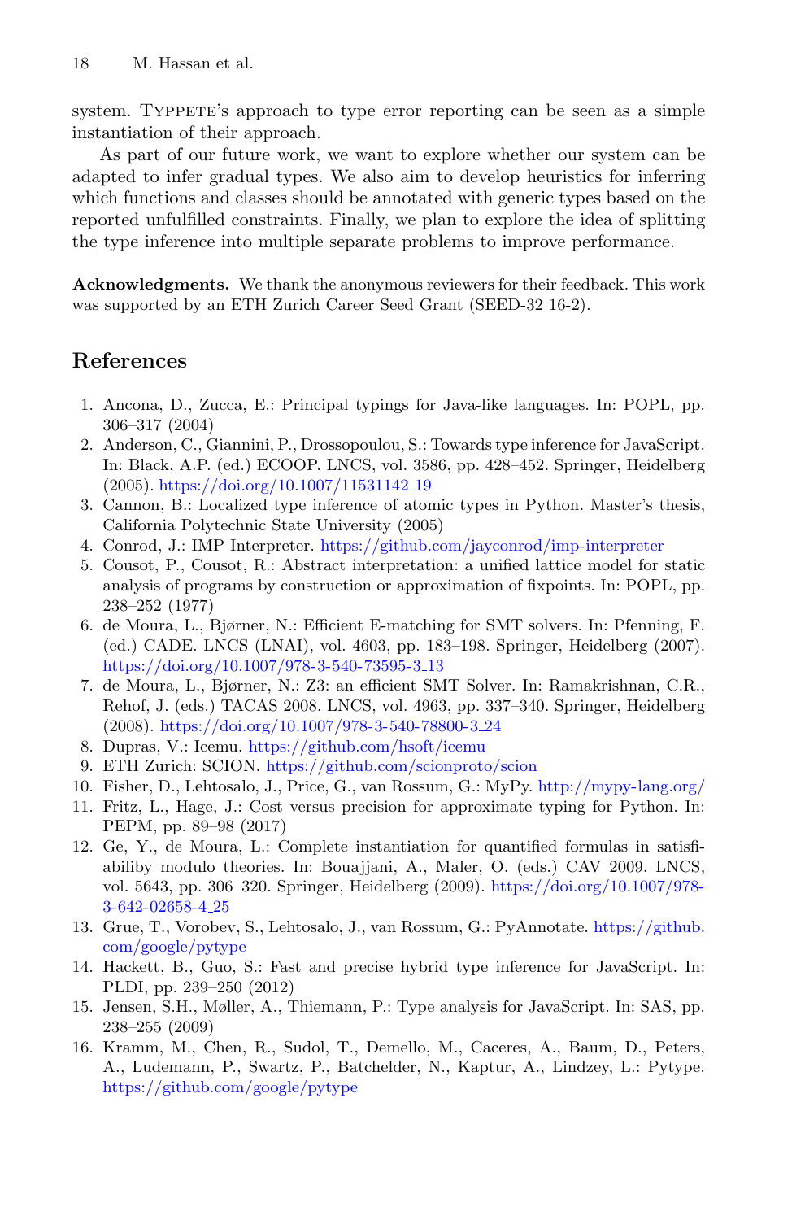system. Typpete's approach to type error reporting can be seen as a simple instantiation of their approach.

As part of our future work, we want to explore whether our system can be adapted to infer gradual types. We also aim to develop heuristics for inferring which functions and classes should be annotated with generic types based on the reported unfulfilled constraints. Finally, we plan to explore the idea of splitting the type inference into multiple separate problems to improve performance.

**Acknowledgments.** We thank the anonymous reviewers for their feedback. This work was supported by an ETH Zurich Career Seed Grant (SEED-32 16-2).

## References

1. Ancona, D., Zucca, E.: Principal typings for Java-like languages. In: POPL, pp. 306–317 (2004)
2. Anderson, C., Giannini, P., Drossopoulou, S.: Towards type inference for JavaScript. In: Black, A.P. (ed.) ECOOP. LNCS, vol. 3586, pp. 428–452. Springer, Heidelberg (2005). https://doi.org/10.1007/11531142_19
3. Cannon, B.: Localized type inference of atomic types in Python. Master's thesis, California Polytechnic State University (2005)
4. Conrod, J.: IMP Interpreter. https://github.com/jayconrod/imp-interpreter
5. Cousot, P., Cousot, R.: Abstract interpretation: a unified lattice model for static analysis of programs by construction or approximation of fixpoints. In: POPL, pp. 238–252 (1977)
6. de Moura, L., Bjørner, N.: Efficient E-matching for SMT solvers. In: Pfenning, F. (ed.) CADE. LNCS (LNAI), vol. 4603, pp. 183–198. Springer, Heidelberg (2007). https://doi.org/10.1007/978-3-540-73595-3_13
7. de Moura, L., Bjørner, N.: Z3: an efficient SMT Solver. In: Ramakrishnan, C.R., Rehof, J. (eds.) TACAS 2008. LNCS, vol. 4963, pp. 337–340. Springer, Heidelberg (2008). https://doi.org/10.1007/978-3-540-78800-3_24
8. Dupras, V.: Icemu. https://github.com/hsoft/icemu
9. ETH Zurich: SCION. https://github.com/scionproto/scion
10. Fisher, D., Lehtosalo, J., Price, G., van Rossum, G.: MyPy. http://mypy-lang.org/
11. Fritz, L., Hage, J.: Cost versus precision for approximate typing for Python. In: PEPM, pp. 89–98 (2017)
12. Ge, Y., de Moura, L.: Complete instantiation for quantified formulas in satisfiabiliby modulo theories. In: Bouajjani, A., Maler, O. (eds.) CAV 2009. LNCS, vol. 5643, pp. 306–320. Springer, Heidelberg (2009). https://doi.org/10.1007/978-3-642-02658-4_25
13. Grue, T., Vorobev, S., Lehtosalo, J., van Rossum, G.: PyAnnotate. https://github.com/google/pytype
14. Hackett, B., Guo, S.: Fast and precise hybrid type inference for JavaScript. In: PLDI, pp. 239–250 (2012)
15. Jensen, S.H., Møller, A., Thiemann, P.: Type analysis for JavaScript. In: SAS, pp. 238–255 (2009)
16. Kramm, M., Chen, R., Sudol, T., Demello, M., Caceres, A., Baum, D., Peters, A., Ludemann, P., Swartz, P., Batchelder, N., Kaptur, A., Lindzey, L.: Pytype. https://github.com/google/pytype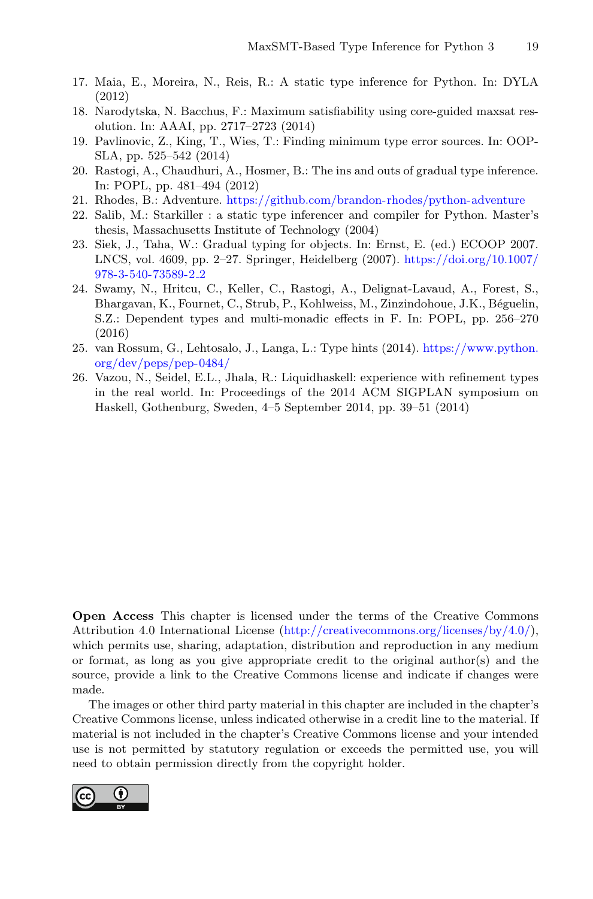17. Maia, E., Moreira, N., Reis, R.: A static type inference for Python. In: DYLA (2012)
18. Narodytska, N. Bacchus, F.: Maximum satisfiability using core-guided maxsat resolution. In: AAAI, pp. 2717–2723 (2014)
19. Pavlinovic, Z., King, T., Wies, T.: Finding minimum type error sources. In: OOPSLA, pp. 525–542 (2014)
20. Rastogi, A., Chaudhuri, A., Hosmer, B.: The ins and outs of gradual type inference. In: POPL, pp. 481–494 (2012)
21. Rhodes, B.: Adventure. https://github.com/brandon-rhodes/python-adventure
22. Salib, M.: Starkiller : a static type inferencer and compiler for Python. Master's thesis, Massachusetts Institute of Technology (2004)
23. Siek, J., Taha, W.: Gradual typing for objects. In: Ernst, E. (ed.) ECOOP 2007. LNCS, vol. 4609, pp. 2–27. Springer, Heidelberg (2007). https://doi.org/10.1007/978-3-540-73589-2_2
24. Swamy, N., Hritcu, C., Keller, C., Rastogi, A., Delignat-Lavaud, A., Forest, S., Bhargavan, K., Fournet, C., Strub, P., Kohlweiss, M., Zinzindohoue, J.K., Béguelin, S.Z.: Dependent types and multi-monadic effects in F. In: POPL, pp. 256–270 (2016)
25. van Rossum, G., Lehtosalo, J., Langa, L.: Type hints (2014). https://www.python.org/dev/peps/pep-0484/
26. Vazou, N., Seidel, E.L., Jhala, R.: Liquidhaskell: experience with refinement types in the real world. In: Proceedings of the 2014 ACM SIGPLAN symposium on Haskell, Gothenburg, Sweden, 4–5 September 2014, pp. 39–51 (2014)

**Open Access** This chapter is licensed under the terms of the Creative Commons Attribution 4.0 International License (http://creativecommons.org/licenses/by/4.0/), which permits use, sharing, adaptation, distribution and reproduction in any medium or format, as long as you give appropriate credit to the original author(s) and the source, provide a link to the Creative Commons license and indicate if changes were made.

The images or other third party material in this chapter are included in the chapter's Creative Commons license, unless indicated otherwise in a credit line to the material. If material is not included in the chapter's Creative Commons license and your intended use is not permitted by statutory regulation or exceeds the permitted use, you will need to obtain permission directly from the copyright holder.